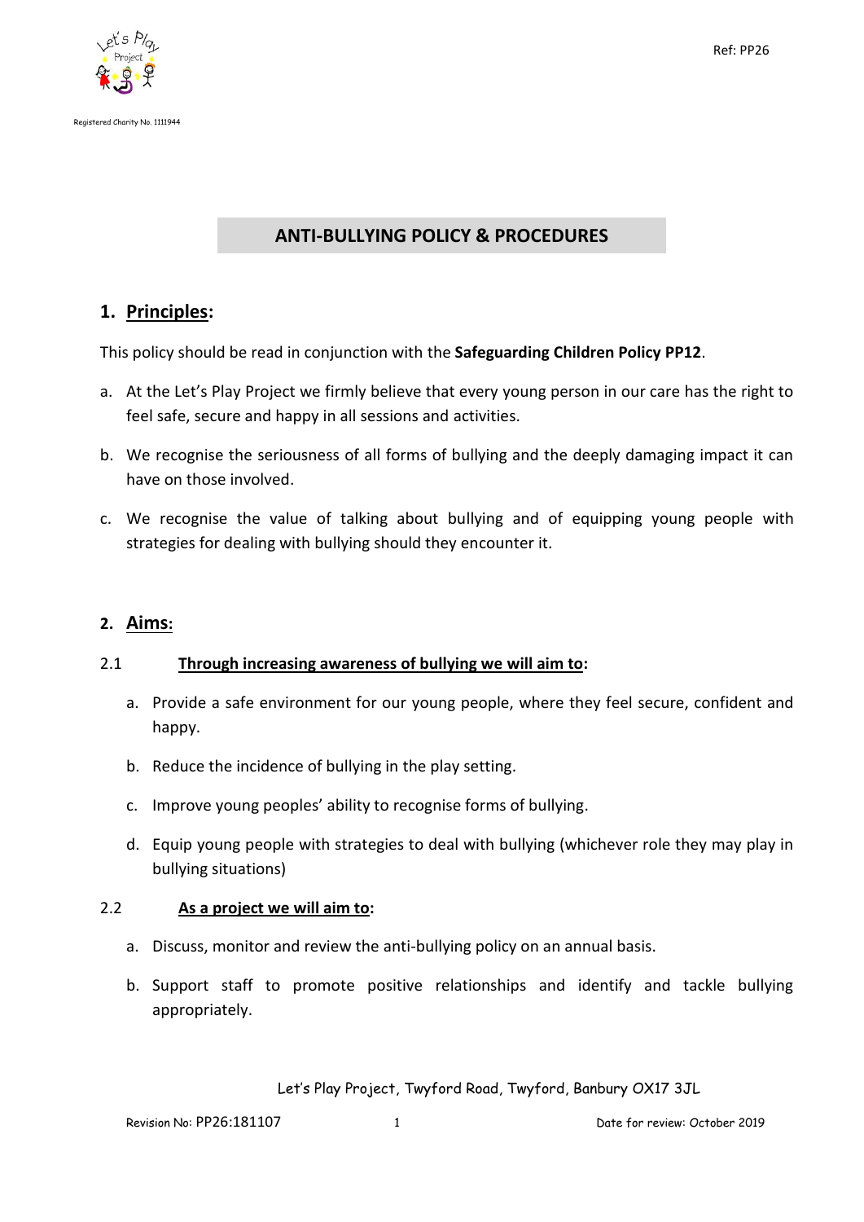Registered Charity No. 1111944

Ref: PP26

# ANTI-BULLYING POLICY & PROCEDURES

## 1. Principles:

This policy should be read in conjunction with the **Safeguarding Children Policy PP12**.

a. At the Let's Play Project we firmly believe that every young person in our care has the right to feel safe, secure and happy in all sessions and activities.

b. We recognise the seriousness of all forms of bullying and the deeply damaging impact it can have on those involved.

c. We recognise the value of talking about bullying and of equipping young people with strategies for dealing with bullying should they encounter it.

## 2. Aims:

### 2.1 Through increasing awareness of bullying we will aim to:

a. Provide a safe environment for our young people, where they feel secure, confident and happy.

b. Reduce the incidence of bullying in the play setting.

c. Improve young peoples' ability to recognise forms of bullying.

d. Equip young people with strategies to deal with bullying (whichever role they may play in bullying situations)

### 2.2 As a project we will aim to:

a. Discuss, monitor and review the anti-bullying policy on an annual basis.

b. Support staff to promote positive relationships and identify and tackle bullying appropriately.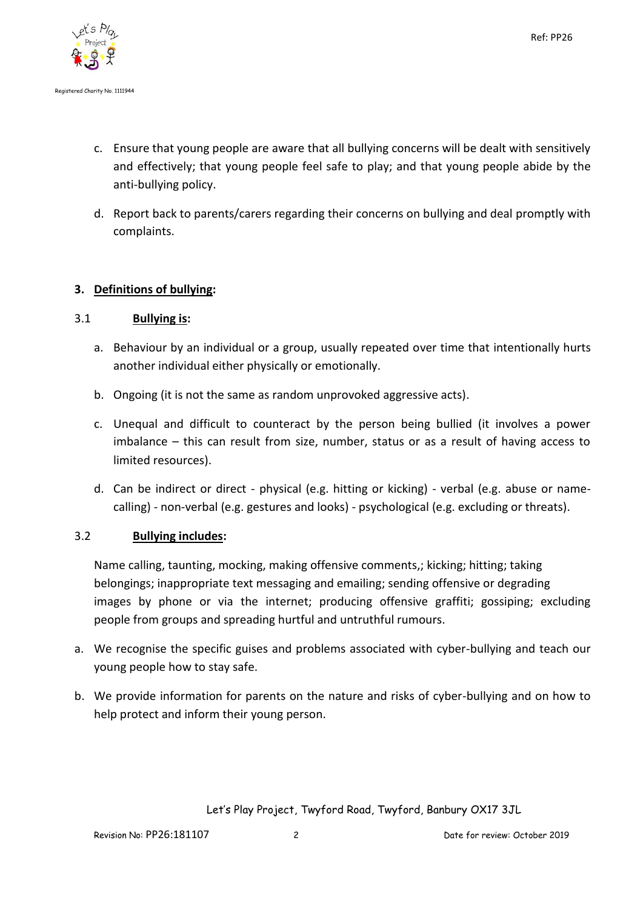c. Ensure that young people are aware that all bullying concerns will be dealt with sensitively and effectively; that young people feel safe to play; and that young people abide by the anti-bullying policy.

d. Report back to parents/carers regarding their concerns on bullying and deal promptly with complaints.

## 3. Definitions of bullying:

### 3.1 Bullying is:

a. Behaviour by an individual or a group, usually repeated over time that intentionally hurts another individual either physically or emotionally.

b. Ongoing (it is not the same as random unprovoked aggressive acts).

c. Unequal and difficult to counteract by the person being bullied (it involves a power imbalance – this can result from size, number, status or as a result of having access to limited resources).

d. Can be indirect or direct - physical (e.g. hitting or kicking) - verbal (e.g. abuse or name-calling) - non-verbal (e.g. gestures and looks) - psychological (e.g. excluding or threats).

### 3.2 Bullying includes:

Name calling, taunting, mocking, making offensive comments,; kicking; hitting; taking belongings; inappropriate text messaging and emailing; sending offensive or degrading images by phone or via the internet; producing offensive graffiti; gossiping; excluding people from groups and spreading hurtful and untruthful rumours.

a. We recognise the specific guises and problems associated with cyber-bullying and teach our young people how to stay safe.

b. We provide information for parents on the nature and risks of cyber-bullying and on how to help protect and inform their young person.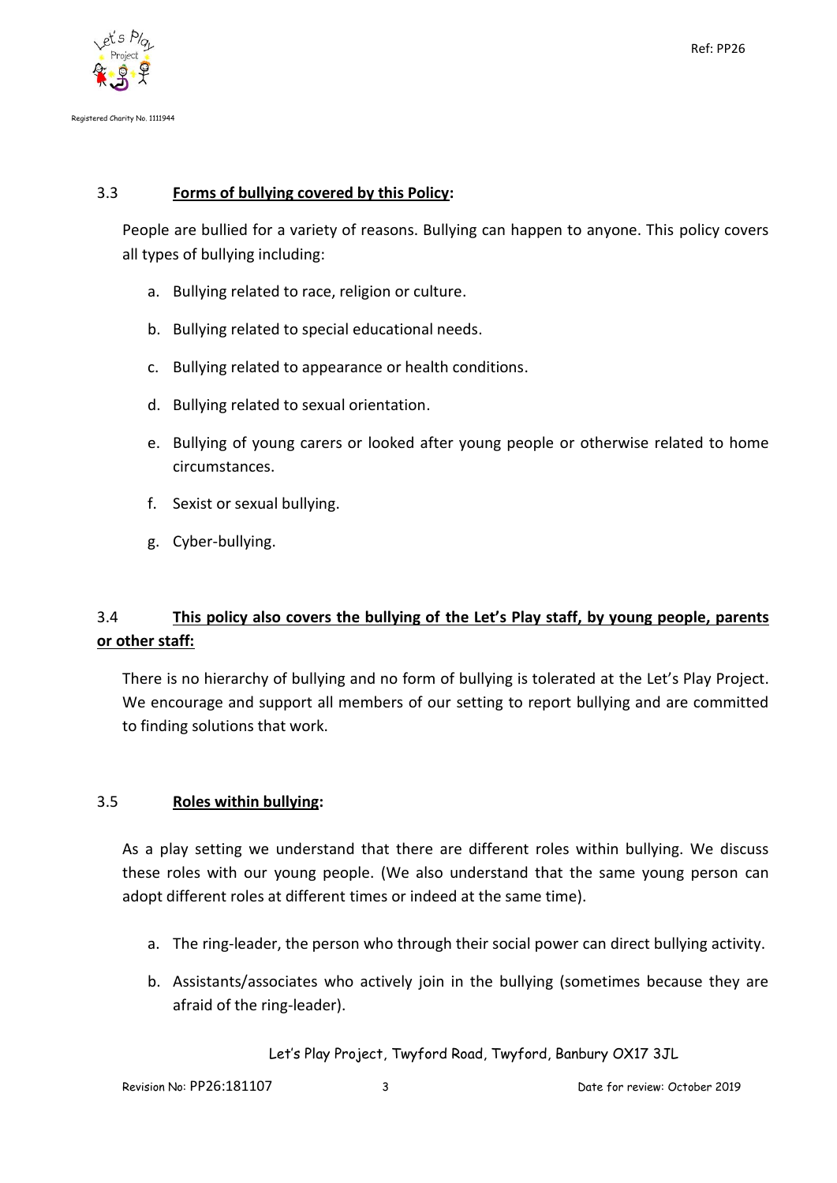### 3.3 **Forms of bullying covered by this Policy:**

People are bullied for a variety of reasons. Bullying can happen to anyone. This policy covers all types of bullying including:

a. Bullying related to race, religion or culture.

b. Bullying related to special educational needs.

c. Bullying related to appearance or health conditions.

d. Bullying related to sexual orientation.

e. Bullying of young carers or looked after young people or otherwise related to home circumstances.

f. Sexist or sexual bullying.

g. Cyber-bullying.

### 3.4 **This policy also covers the bullying of the Let's Play staff, by young people, parents or other staff:**

There is no hierarchy of bullying and no form of bullying is tolerated at the Let's Play Project. We encourage and support all members of our setting to report bullying and are committed to finding solutions that work.

### 3.5 **Roles within bullying:**

As a play setting we understand that there are different roles within bullying. We discuss these roles with our young people. (We also understand that the same young person can adopt different roles at different times or indeed at the same time).

a. The ring-leader, the person who through their social power can direct bullying activity.

b. Assistants/associates who actively join in the bullying (sometimes because they are afraid of the ring-leader).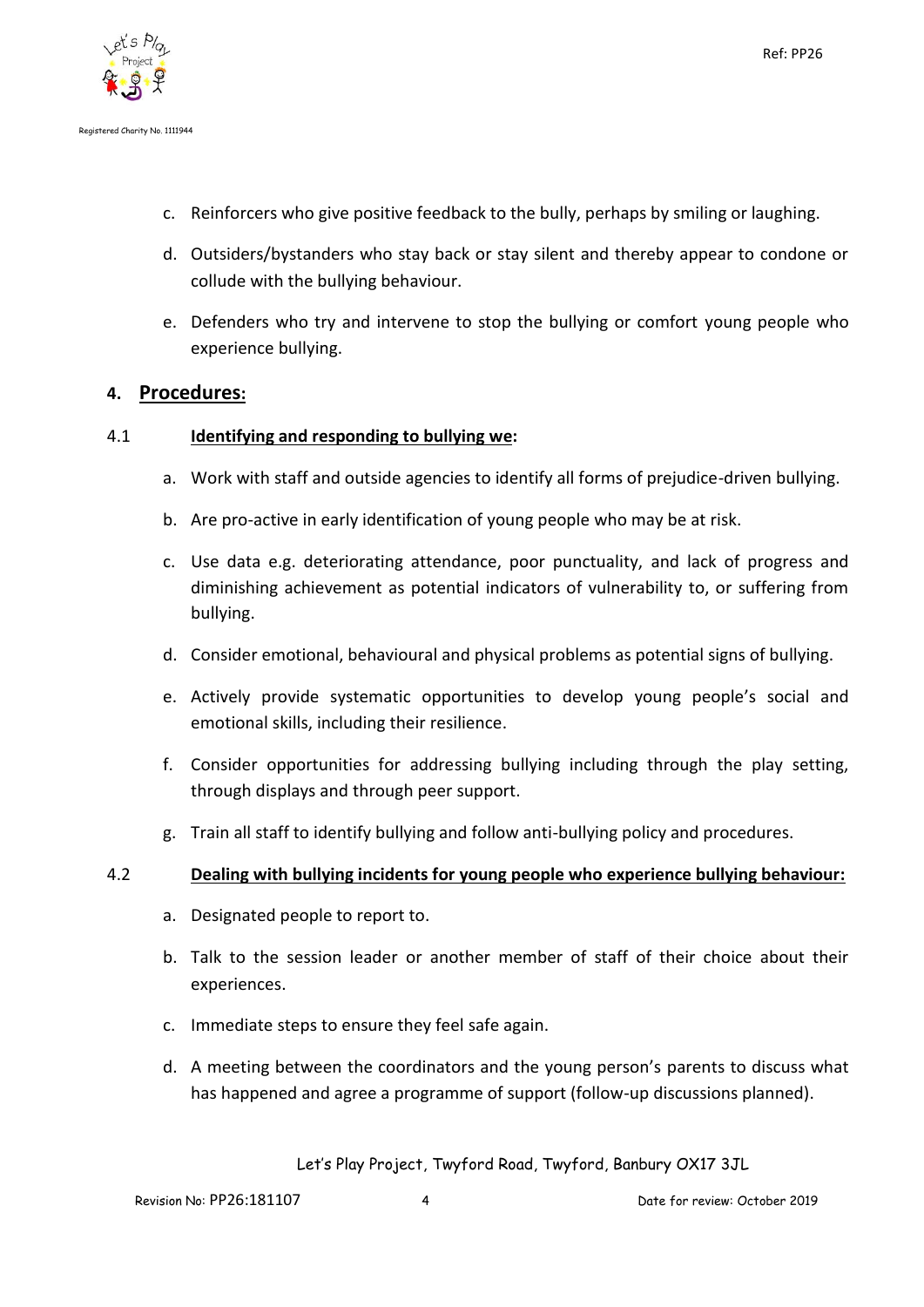c. Reinforcers who give positive feedback to the bully, perhaps by smiling or laughing.

d. Outsiders/bystanders who stay back or stay silent and thereby appear to condone or collude with the bullying behaviour.

e. Defenders who try and intervene to stop the bullying or comfort young people who experience bullying.

## 4. Procedures:

### 4.1 Identifying and responding to bullying we:

a. Work with staff and outside agencies to identify all forms of prejudice-driven bullying.

b. Are pro-active in early identification of young people who may be at risk.

c. Use data e.g. deteriorating attendance, poor punctuality, and lack of progress and diminishing achievement as potential indicators of vulnerability to, or suffering from bullying.

d. Consider emotional, behavioural and physical problems as potential signs of bullying.

e. Actively provide systematic opportunities to develop young people's social and emotional skills, including their resilience.

f. Consider opportunities for addressing bullying including through the play setting, through displays and through peer support.

g. Train all staff to identify bullying and follow anti-bullying policy and procedures.

### 4.2 Dealing with bullying incidents for young people who experience bullying behaviour:

a. Designated people to report to.

b. Talk to the session leader or another member of staff of their choice about their experiences.

c. Immediate steps to ensure they feel safe again.

d. A meeting between the coordinators and the young person's parents to discuss what has happened and agree a programme of support (follow-up discussions planned).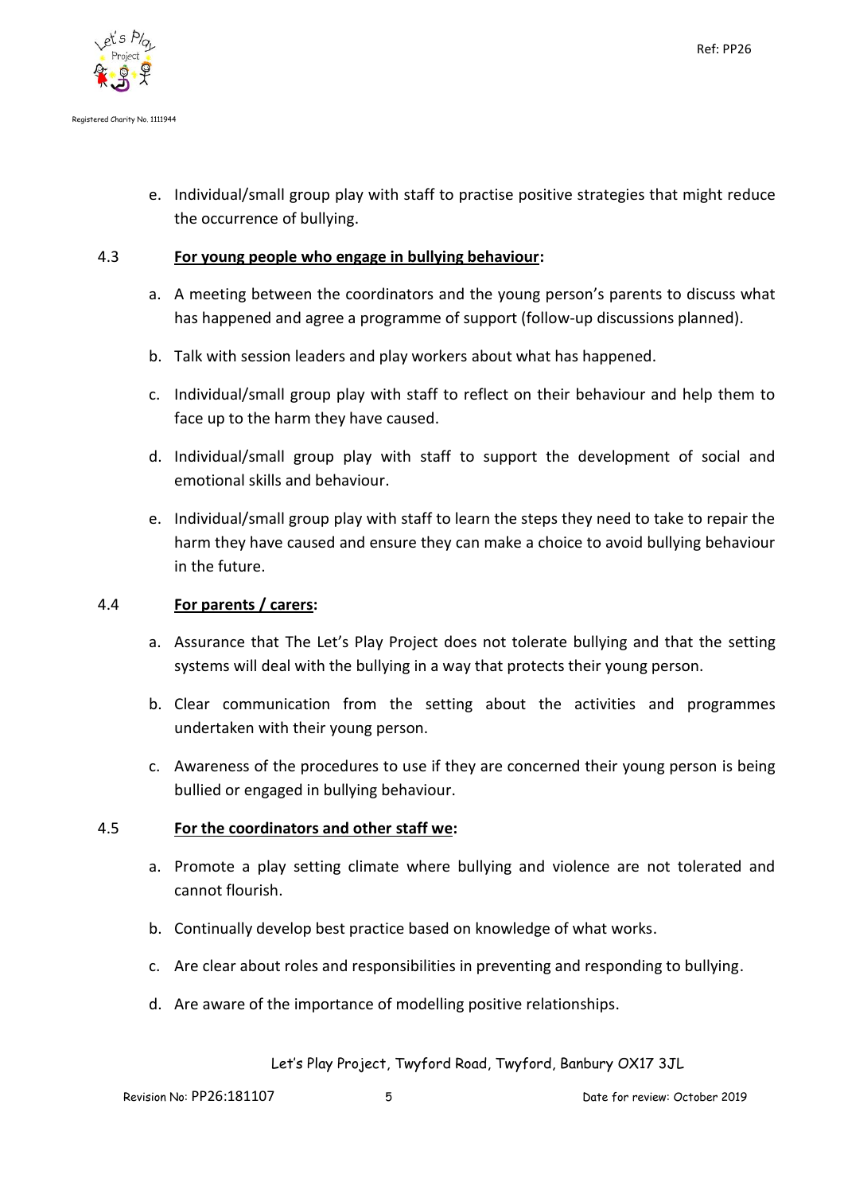e. Individual/small group play with staff to practise positive strategies that might reduce the occurrence of bullying.

4.3 **For young people who engage in bullying behaviour:**

a. A meeting between the coordinators and the young person's parents to discuss what has happened and agree a programme of support (follow-up discussions planned).

b. Talk with session leaders and play workers about what has happened.

c. Individual/small group play with staff to reflect on their behaviour and help them to face up to the harm they have caused.

d. Individual/small group play with staff to support the development of social and emotional skills and behaviour.

e. Individual/small group play with staff to learn the steps they need to take to repair the harm they have caused and ensure they can make a choice to avoid bullying behaviour in the future.

4.4 **For parents / carers:**

a. Assurance that The Let's Play Project does not tolerate bullying and that the setting systems will deal with the bullying in a way that protects their young person.

b. Clear communication from the setting about the activities and programmes undertaken with their young person.

c. Awareness of the procedures to use if they are concerned their young person is being bullied or engaged in bullying behaviour.

4.5 **For the coordinators and other staff we:**

a. Promote a play setting climate where bullying and violence are not tolerated and cannot flourish.

b. Continually develop best practice based on knowledge of what works.

c. Are clear about roles and responsibilities in preventing and responding to bullying.

d. Are aware of the importance of modelling positive relationships.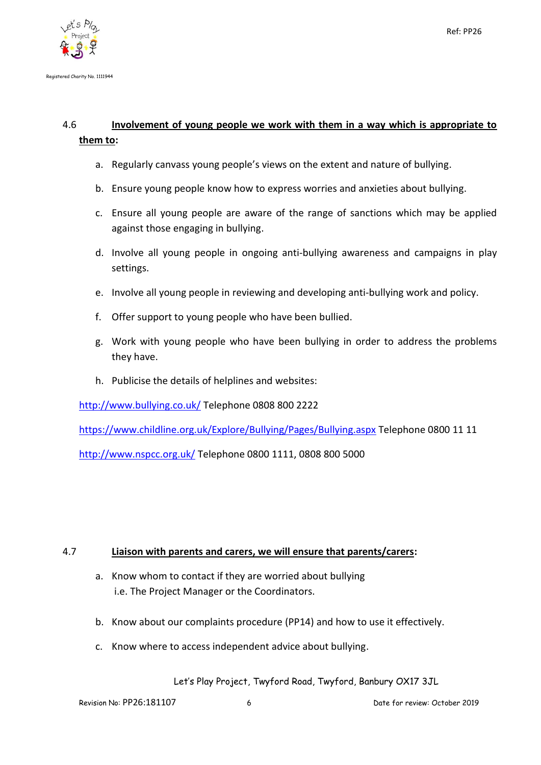4.6 **Involvement of young people we work with them in a way which is appropriate to them to:**

a. Regularly canvass young people's views on the extent and nature of bullying.

b. Ensure young people know how to express worries and anxieties about bullying.

c. Ensure all young people are aware of the range of sanctions which may be applied against those engaging in bullying.

d. Involve all young people in ongoing anti-bullying awareness and campaigns in play settings.

e. Involve all young people in reviewing and developing anti-bullying work and policy.

f. Offer support to young people who have been bullied.

g. Work with young people who have been bullying in order to address the problems they have.

h. Publicise the details of helplines and websites:

http://www.bullying.co.uk/ Telephone 0808 800 2222

https://www.childline.org.uk/Explore/Bullying/Pages/Bullying.aspx Telephone 0800 11 11

http://www.nspcc.org.uk/ Telephone 0800 1111, 0808 800 5000

4.7 **Liaison with parents and carers, we will ensure that parents/carers:**

a. Know whom to contact if they are worried about bullying i.e. The Project Manager or the Coordinators.

b. Know about our complaints procedure (PP14) and how to use it effectively.

c. Know where to access independent advice about bullying.